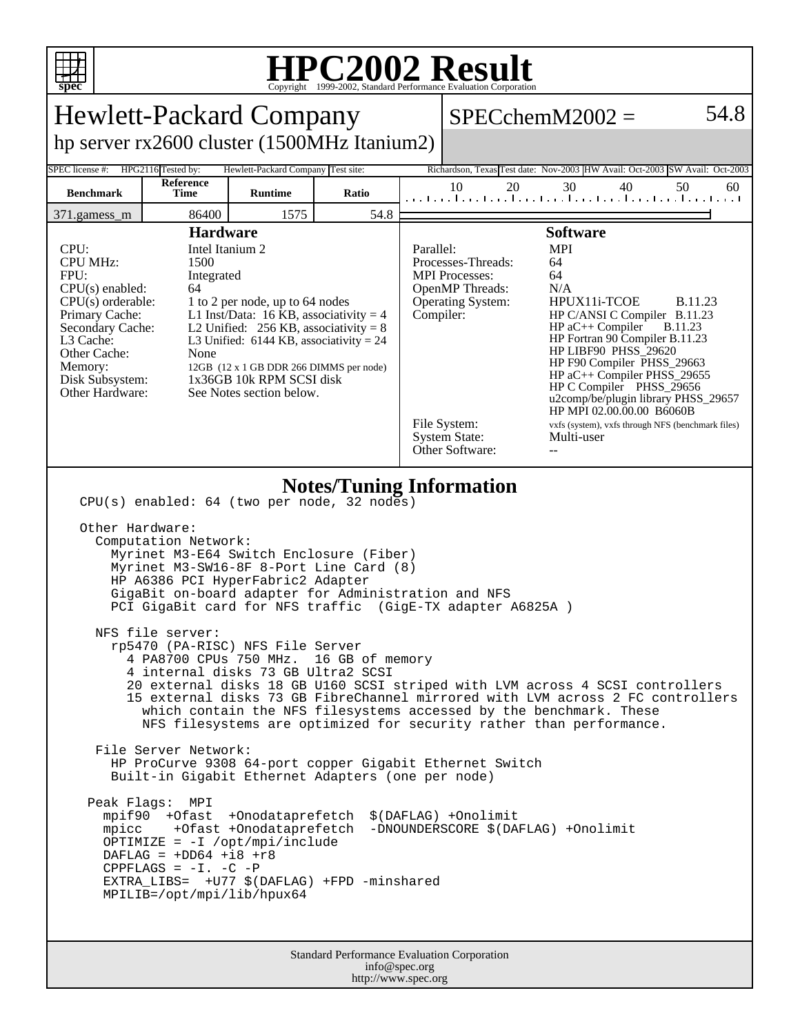# HPC2002 Result

Copyright 1999-2002, Standard Performance Evaluation Corporation

## Hewlett-Packard Company

hp server rx2600 cluster (1500MHz Itanium2)

SPECchemM2002 = 54.8

| SPEC license #: | HPG2116 | Tested by: | Hewlett-Packard Company | Test site: | Richardson, Texas | Test date: | Nov-2003 | HW Avail: | Oct-2003 | SW Avail: | Oct-2003 |
|---|---|---|---|---|---|---|---|---|---|---|---|

| Benchmark | Reference Time | Runtime | Ratio |
|---|---|---|---|
| 371.gamess_m | 86400 | 1575 | 54.8 |

### Hardware

| | |
|---|---|
| CPU: | Intel Itanium 2 |
| CPU MHz: | 1500 |
| FPU: | Integrated |
| CPU(s) enabled: | 64 |
| CPU(s) orderable: | 1 to 2 per node, up to 64 nodes |
| Primary Cache: | L1 Inst/Data: 16 KB, associativity = 4 |
| Secondary Cache: | L2 Unified: 256 KB, associativity = 8 |
| L3 Cache: | L3 Unified: 6144 KB, associativity = 24 |
| Other Cache: | None |
| Memory: | 12GB (12 x 1 GB DDR 266 DIMMS per node) |
| Disk Subsystem: | 1x36GB 10k RPM SCSI disk |
| Other Hardware: | See Notes section below. |

### Software

| | |
|---|---|
| Parallel: | MPI |
| Processes-Threads: | 64 |
| MPI Processes: | 64 |
| OpenMP Threads: | N/A |
| Operating System: | HPUX11i-TCOE B.11.23 |
| Compiler: | HP C/ANSI C Compiler B.11.23<br>HP aC++ Compiler B.11.23<br>HP Fortran 90 Compiler B.11.23<br>HP LIBF90 PHSS_29620<br>HP F90 Compiler PHSS_29663<br>HP aC++ Compiler PHSS_29655<br>HP C Compiler PHSS_29656<br>u2comp/be/plugin library PHSS_29657<br>HP MPI 02.00.00.00 B6060B |
| File System: | vxfs (system), vxfs through NFS (benchmark files) |
| System State: | Multi-user |
| Other Software: | -- |

### Notes/Tuning Information

```
CPU(s) enabled: 64 (two per node, 32 nodes)

Other Hardware:
  Computation Network:
    Myrinet M3-E64 Switch Enclosure (Fiber)
    Myrinet M3-SW16-8F 8-Port Line Card (8)
    HP A6386 PCI HyperFabric2 Adapter
    GigaBit on-board adapter for Administration and NFS
    PCI GigaBit card for NFS traffic  (GigE-TX adapter A6825A )

  NFS file server:
    rp5470 (PA-RISC) NFS File Server
      4 PA8700 CPUs 750 MHz.  16 GB of memory
      4 internal disks 73 GB Ultra2 SCSI
      20 external disks 18 GB U160 SCSI striped with LVM across 4 SCSI controllers
      15 external disks 73 GB FibreChannel mirrored with LVM across 2 FC controllers
        which contain the NFS filesystems accessed by the benchmark. These
        NFS filesystems are optimized for security rather than performance.

  File Server Network:
    HP ProCurve 9308 64-port copper Gigabit Ethernet Switch
    Built-in Gigabit Ethernet Adapters (one per node)

 Peak Flags:  MPI
   mpif90  +Ofast  +Onodataprefetch  $(DAFLAG) +Onolimit
   mpicc    +Ofast +Onodataprefetch  -DNOUNDERSCORE $(DAFLAG) +Onolimit
   OPTIMIZE = -I /opt/mpi/include
   DAFLAG = +DD64 +i8 +r8
   CPPFLAGS = -I. -C -P
   EXTRA_LIBS=  +U77 $(DAFLAG) +FPD -minshared
   MPILIB=/opt/mpi/lib/hpux64
```

Standard Performance Evaluation Corporation
info@spec.org
http://www.spec.org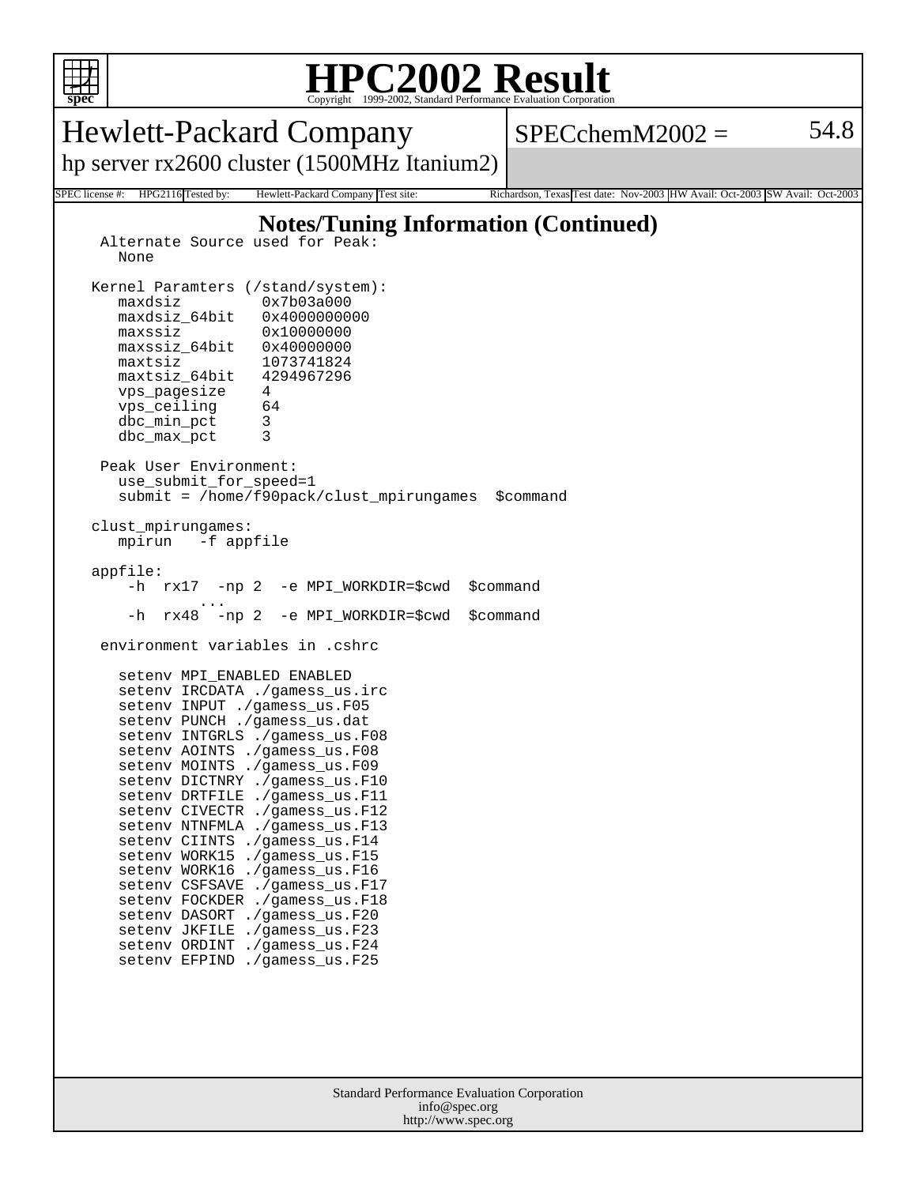# HPC2002 Result

Copyright 1999-2002, Standard Performance Evaluation Corporation

## Hewlett-Packard Company

hp server rx2600 cluster (1500MHz Itanium2)

SPECchemM2002 = 54.8

| SPEC license #: | HPG2116 | Tested by: | Hewlett-Packard Company | Test site: | Richardson, Texas | Test date: | Nov-2003 | HW Avail: | Oct-2003 | SW Avail: | Oct-2003 |
|---|---|---|---|---|---|---|---|---|---|---|---|

## Notes/Tuning Information (Continued)

```
 Alternate Source used for Peak:
   None

Kernel Paramters (/stand/system):
   maxdsiz        0x7b03a000
   maxdsiz_64bit  0x4000000000
   maxssiz        0x10000000
   maxssiz_64bit  0x40000000
   maxtsiz        1073741824
   maxtsiz_64bit  4294967296
   vps_pagesize   4
   vps_ceiling    64
   dbc_min_pct    3
   dbc_max_pct    3

 Peak User Environment:
   use_submit_for_speed=1
   submit = /home/f90pack/clust_mpirungames  $command

clust_mpirungames:
   mpirun   -f appfile

appfile:
    -h  rx17  -np 2  -e MPI_WORKDIR=$cwd  $command
          ...
    -h  rx48  -np 2  -e MPI_WORKDIR=$cwd  $command

 environment variables in .cshrc

   setenv MPI_ENABLED ENABLED
   setenv IRCDATA ./gamess_us.irc
   setenv INPUT ./gamess_us.F05
   setenv PUNCH ./gamess_us.dat
   setenv INTGRLS ./gamess_us.F08
   setenv AOINTS ./gamess_us.F08
   setenv MOINTS ./gamess_us.F09
   setenv DICTNRY ./gamess_us.F10
   setenv DRTFILE ./gamess_us.F11
   setenv CIVECTR ./gamess_us.F12
   setenv NTNFMLA ./gamess_us.F13
   setenv CIINTS ./gamess_us.F14
   setenv WORK15 ./gamess_us.F15
   setenv WORK16 ./gamess_us.F16
   setenv CSFSAVE ./gamess_us.F17
   setenv FOCKDER ./gamess_us.F18
   setenv DASORT ./gamess_us.F20
   setenv JKFILE ./gamess_us.F23
   setenv ORDINT ./gamess_us.F24
   setenv EFPIND ./gamess_us.F25
```

Standard Performance Evaluation Corporation
info@spec.org
http://www.spec.org